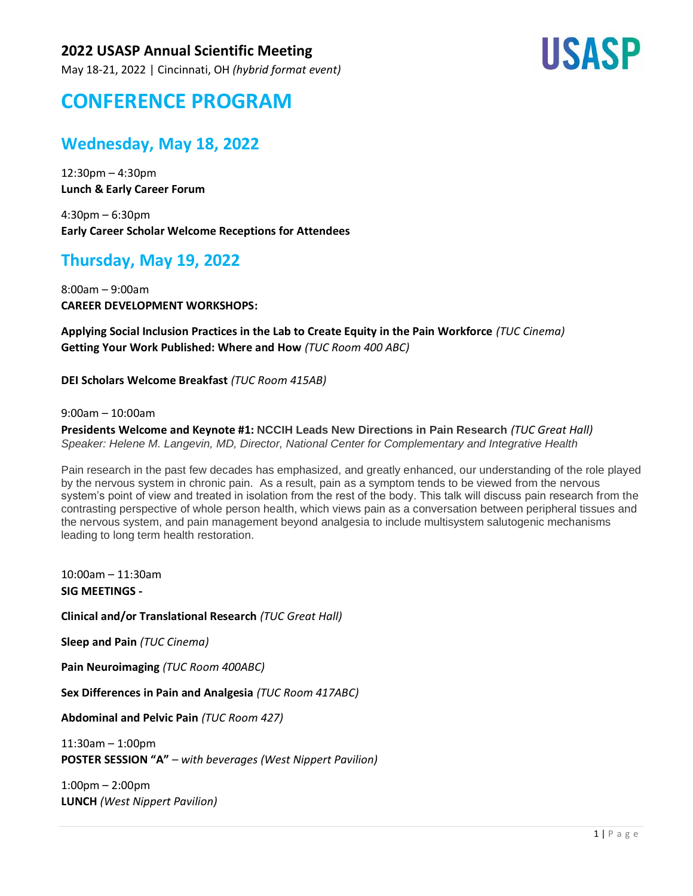**2022 USASP Annual Scientific Meeting**

May 18-21, 2022 | Cincinnati, OH *(hybrid format event)*

USASP

# CONFERENCE PROGRAM

## Wednesday, May 18, 2022

12:30pm – 4:30pm
**Lunch & Early Career Forum**

4:30pm – 6:30pm
**Early Career Scholar Welcome Receptions for Attendees**

## Thursday, May 19, 2022

8:00am – 9:00am
**CAREER DEVELOPMENT WORKSHOPS:**

**Applying Social Inclusion Practices in the Lab to Create Equity in the Pain Workforce** *(TUC Cinema)*
**Getting Your Work Published: Where and How** *(TUC Room 400 ABC)*

**DEI Scholars Welcome Breakfast** *(TUC Room 415AB)*

9:00am – 10:00am
**Presidents Welcome and Keynote #1: NCCIH Leads New Directions in Pain Research** *(TUC Great Hall)*
*Speaker: Helene M. Langevin, MD, Director, National Center for Complementary and Integrative Health*

Pain research in the past few decades has emphasized, and greatly enhanced, our understanding of the role played by the nervous system in chronic pain. As a result, pain as a symptom tends to be viewed from the nervous system's point of view and treated in isolation from the rest of the body. This talk will discuss pain research from the contrasting perspective of whole person health, which views pain as a conversation between peripheral tissues and the nervous system, and pain management beyond analgesia to include multisystem salutogenic mechanisms leading to long term health restoration.

10:00am – 11:30am
**SIG MEETINGS -**

**Clinical and/or Translational Research** *(TUC Great Hall)*

**Sleep and Pain** *(TUC Cinema)*

**Pain Neuroimaging** *(TUC Room 400ABC)*

**Sex Differences in Pain and Analgesia** *(TUC Room 417ABC)*

**Abdominal and Pelvic Pain** *(TUC Room 427)*

11:30am – 1:00pm
**POSTER SESSION "A"** – *with beverages (West Nippert Pavilion)*

1:00pm – 2:00pm
**LUNCH** *(West Nippert Pavilion)*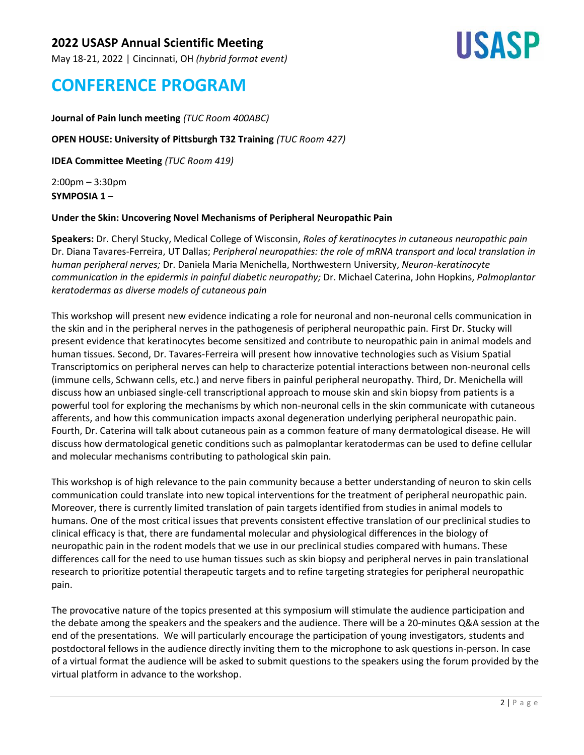**Journal of Pain lunch meeting** *(TUC Room 400ABC)*

**OPEN HOUSE: University of Pittsburgh T32 Training** *(TUC Room 427)*

**IDEA Committee Meeting** *(TUC Room 419)*

2:00pm – 3:30pm
**SYMPOSIA 1** –

**Under the Skin: Uncovering Novel Mechanisms of Peripheral Neuropathic Pain**

**Speakers:** Dr. Cheryl Stucky, Medical College of Wisconsin, *Roles of keratinocytes in cutaneous neuropathic pain* Dr. Diana Tavares-Ferreira, UT Dallas; *Peripheral neuropathies: the role of mRNA transport and local translation in human peripheral nerves;* Dr. Daniela Maria Menichella, Northwestern University, *Neuron-keratinocyte communication in the epidermis in painful diabetic neuropathy;* Dr. Michael Caterina, John Hopkins, *Palmoplantar keratodermas as diverse models of cutaneous pain*

This workshop will present new evidence indicating a role for neuronal and non-neuronal cells communication in the skin and in the peripheral nerves in the pathogenesis of peripheral neuropathic pain. First Dr. Stucky will present evidence that keratinocytes become sensitized and contribute to neuropathic pain in animal models and human tissues. Second, Dr. Tavares-Ferreira will present how innovative technologies such as Visium Spatial Transcriptomics on peripheral nerves can help to characterize potential interactions between non-neuronal cells (immune cells, Schwann cells, etc.) and nerve fibers in painful peripheral neuropathy. Third, Dr. Menichella will discuss how an unbiased single-cell transcriptional approach to mouse skin and skin biopsy from patients is a powerful tool for exploring the mechanisms by which non-neuronal cells in the skin communicate with cutaneous afferents, and how this communication impacts axonal degeneration underlying peripheral neuropathic pain. Fourth, Dr. Caterina will talk about cutaneous pain as a common feature of many dermatological disease. He will discuss how dermatological genetic conditions such as palmoplantar keratodermas can be used to define cellular and molecular mechanisms contributing to pathological skin pain.

This workshop is of high relevance to the pain community because a better understanding of neuron to skin cells communication could translate into new topical interventions for the treatment of peripheral neuropathic pain. Moreover, there is currently limited translation of pain targets identified from studies in animal models to humans. One of the most critical issues that prevents consistent effective translation of our preclinical studies to clinical efficacy is that, there are fundamental molecular and physiological differences in the biology of neuropathic pain in the rodent models that we use in our preclinical studies compared with humans. These differences call for the need to use human tissues such as skin biopsy and peripheral nerves in pain translational research to prioritize potential therapeutic targets and to refine targeting strategies for peripheral neuropathic pain.

The provocative nature of the topics presented at this symposium will stimulate the audience participation and the debate among the speakers and the speakers and the audience. There will be a 20-minutes Q&A session at the end of the presentations. We will particularly encourage the participation of young investigators, students and postdoctoral fellows in the audience directly inviting them to the microphone to ask questions in-person. In case of a virtual format the audience will be asked to submit questions to the speakers using the forum provided by the virtual platform in advance to the workshop.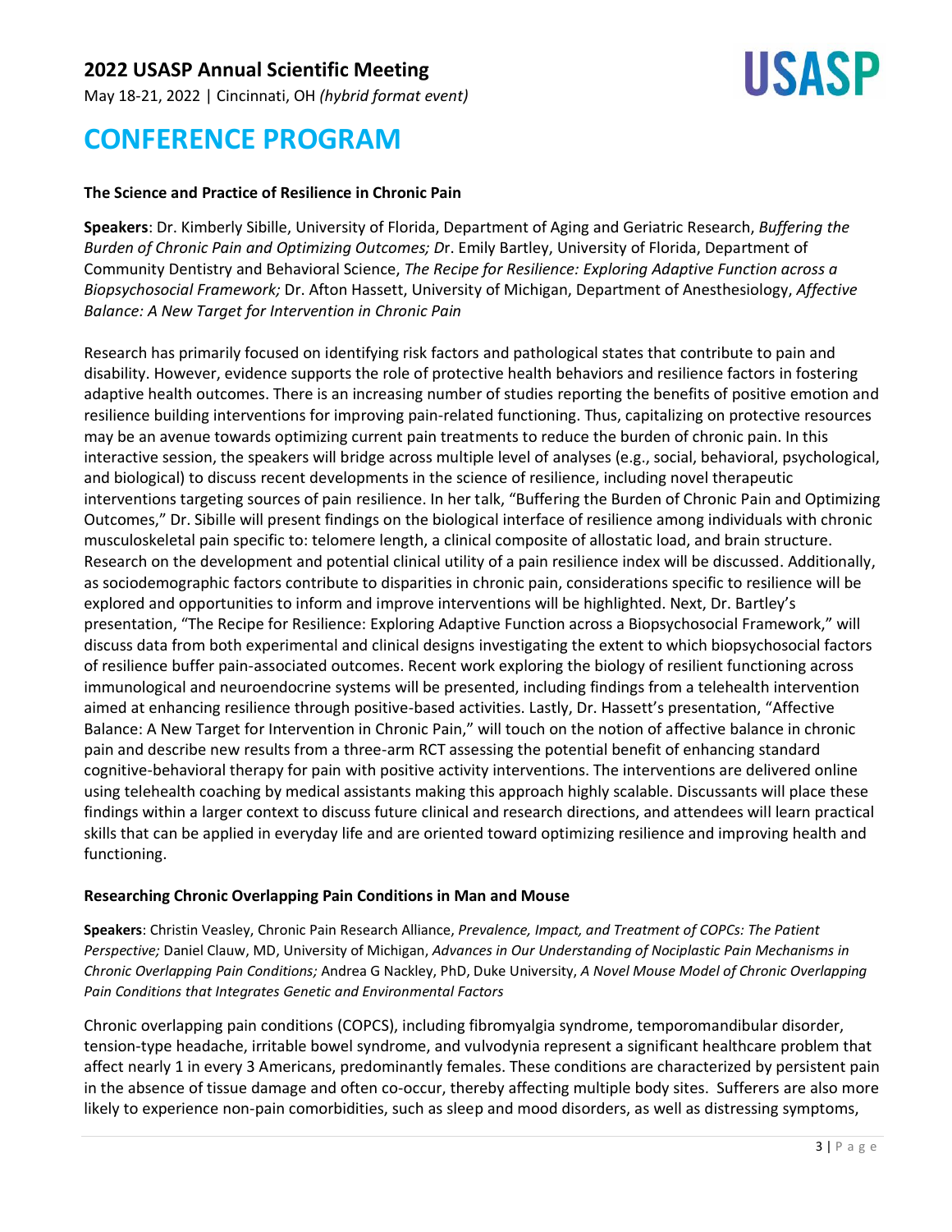## The Science and Practice of Resilience in Chronic Pain

**Speakers**: Dr. Kimberly Sibille, University of Florida, Department of Aging and Geriatric Research, *Buffering the Burden of Chronic Pain and Optimizing Outcomes; D*r. Emily Bartley, University of Florida, Department of Community Dentistry and Behavioral Science, *The Recipe for Resilience: Exploring Adaptive Function across a Biopsychosocial Framework;* Dr. Afton Hassett, University of Michigan, Department of Anesthesiology, *Affective Balance: A New Target for Intervention in Chronic Pain*

Research has primarily focused on identifying risk factors and pathological states that contribute to pain and disability. However, evidence supports the role of protective health behaviors and resilience factors in fostering adaptive health outcomes. There is an increasing number of studies reporting the benefits of positive emotion and resilience building interventions for improving pain-related functioning. Thus, capitalizing on protective resources may be an avenue towards optimizing current pain treatments to reduce the burden of chronic pain. In this interactive session, the speakers will bridge across multiple level of analyses (e.g., social, behavioral, psychological, and biological) to discuss recent developments in the science of resilience, including novel therapeutic interventions targeting sources of pain resilience. In her talk, "Buffering the Burden of Chronic Pain and Optimizing Outcomes," Dr. Sibille will present findings on the biological interface of resilience among individuals with chronic musculoskeletal pain specific to: telomere length, a clinical composite of allostatic load, and brain structure. Research on the development and potential clinical utility of a pain resilience index will be discussed. Additionally, as sociodemographic factors contribute to disparities in chronic pain, considerations specific to resilience will be explored and opportunities to inform and improve interventions will be highlighted. Next, Dr. Bartley's presentation, "The Recipe for Resilience: Exploring Adaptive Function across a Biopsychosocial Framework," will discuss data from both experimental and clinical designs investigating the extent to which biopsychosocial factors of resilience buffer pain-associated outcomes. Recent work exploring the biology of resilient functioning across immunological and neuroendocrine systems will be presented, including findings from a telehealth intervention aimed at enhancing resilience through positive-based activities. Lastly, Dr. Hassett's presentation, "Affective Balance: A New Target for Intervention in Chronic Pain," will touch on the notion of affective balance in chronic pain and describe new results from a three-arm RCT assessing the potential benefit of enhancing standard cognitive-behavioral therapy for pain with positive activity interventions. The interventions are delivered online using telehealth coaching by medical assistants making this approach highly scalable. Discussants will place these findings within a larger context to discuss future clinical and research directions, and attendees will learn practical skills that can be applied in everyday life and are oriented toward optimizing resilience and improving health and functioning.

## Researching Chronic Overlapping Pain Conditions in Man and Mouse

**Speakers**: Christin Veasley, Chronic Pain Research Alliance, *Prevalence, Impact, and Treatment of COPCs: The Patient Perspective;* Daniel Clauw, MD, University of Michigan, *Advances in Our Understanding of Nociplastic Pain Mechanisms in Chronic Overlapping Pain Conditions;* Andrea G Nackley, PhD, Duke University, *A Novel Mouse Model of Chronic Overlapping Pain Conditions that Integrates Genetic and Environmental Factors*

Chronic overlapping pain conditions (COPCS), including fibromyalgia syndrome, temporomandibular disorder, tension-type headache, irritable bowel syndrome, and vulvodynia represent a significant healthcare problem that affect nearly 1 in every 3 Americans, predominantly females. These conditions are characterized by persistent pain in the absence of tissue damage and often co-occur, thereby affecting multiple body sites. Sufferers are also more likely to experience non-pain comorbidities, such as sleep and mood disorders, as well as distressing symptoms,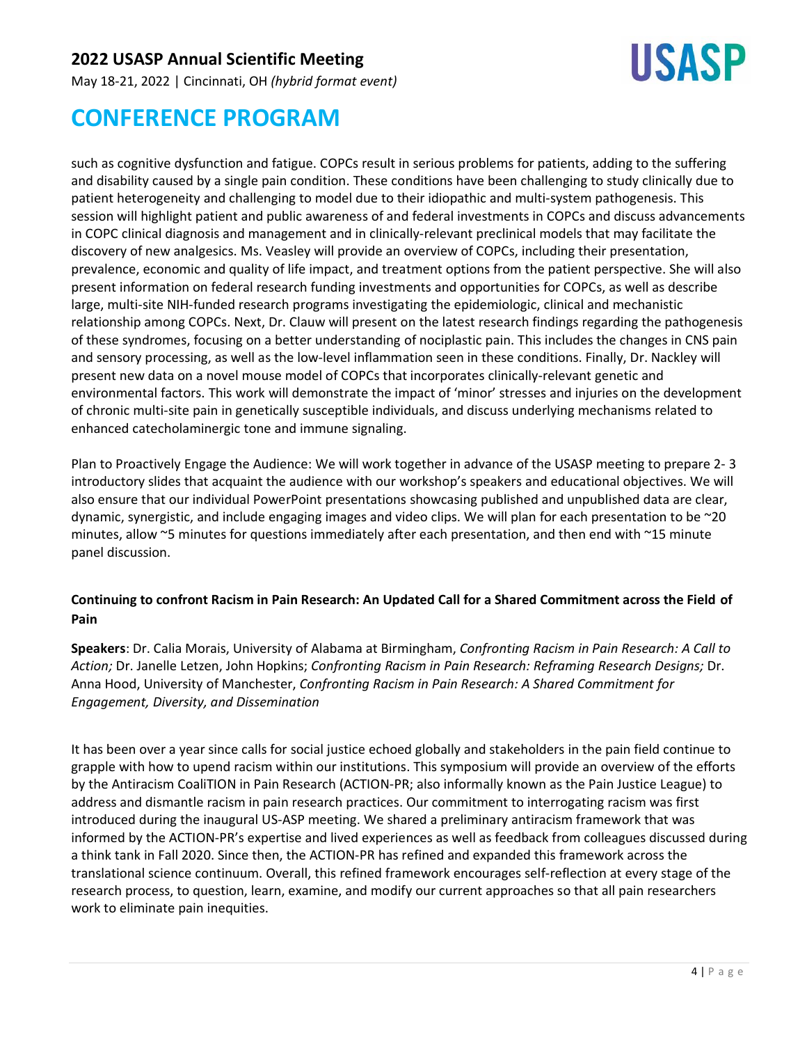such as cognitive dysfunction and fatigue. COPCs result in serious problems for patients, adding to the suffering and disability caused by a single pain condition. These conditions have been challenging to study clinically due to patient heterogeneity and challenging to model due to their idiopathic and multi-system pathogenesis. This session will highlight patient and public awareness of and federal investments in COPCs and discuss advancements in COPC clinical diagnosis and management and in clinically-relevant preclinical models that may facilitate the discovery of new analgesics. Ms. Veasley will provide an overview of COPCs, including their presentation, prevalence, economic and quality of life impact, and treatment options from the patient perspective. She will also present information on federal research funding investments and opportunities for COPCs, as well as describe large, multi-site NIH-funded research programs investigating the epidemiologic, clinical and mechanistic relationship among COPCs. Next, Dr. Clauw will present on the latest research findings regarding the pathogenesis of these syndromes, focusing on a better understanding of nociplastic pain. This includes the changes in CNS pain and sensory processing, as well as the low-level inflammation seen in these conditions. Finally, Dr. Nackley will present new data on a novel mouse model of COPCs that incorporates clinically-relevant genetic and environmental factors. This work will demonstrate the impact of 'minor' stresses and injuries on the development of chronic multi-site pain in genetically susceptible individuals, and discuss underlying mechanisms related to enhanced catecholaminergic tone and immune signaling.

Plan to Proactively Engage the Audience: We will work together in advance of the USASP meeting to prepare 2- 3 introductory slides that acquaint the audience with our workshop's speakers and educational objectives. We will also ensure that our individual PowerPoint presentations showcasing published and unpublished data are clear, dynamic, synergistic, and include engaging images and video clips. We will plan for each presentation to be ~20 minutes, allow ~5 minutes for questions immediately after each presentation, and then end with ~15 minute panel discussion.

**Continuing to confront Racism in Pain Research: An Updated Call for a Shared Commitment across the Field of Pain**

**Speakers**: Dr. Calia Morais, University of Alabama at Birmingham, *Confronting Racism in Pain Research: A Call to Action;* Dr. Janelle Letzen, John Hopkins; *Confronting Racism in Pain Research: Reframing Research Designs;* Dr. Anna Hood, University of Manchester, *Confronting Racism in Pain Research: A Shared Commitment for Engagement, Diversity, and Dissemination*

It has been over a year since calls for social justice echoed globally and stakeholders in the pain field continue to grapple with how to upend racism within our institutions. This symposium will provide an overview of the efforts by the Antiracism CoaliTION in Pain Research (ACTION-PR; also informally known as the Pain Justice League) to address and dismantle racism in pain research practices. Our commitment to interrogating racism was first introduced during the inaugural US-ASP meeting. We shared a preliminary antiracism framework that was informed by the ACTION-PR's expertise and lived experiences as well as feedback from colleagues discussed during a think tank in Fall 2020. Since then, the ACTION-PR has refined and expanded this framework across the translational science continuum. Overall, this refined framework encourages self-reflection at every stage of the research process, to question, learn, examine, and modify our current approaches so that all pain researchers work to eliminate pain inequities.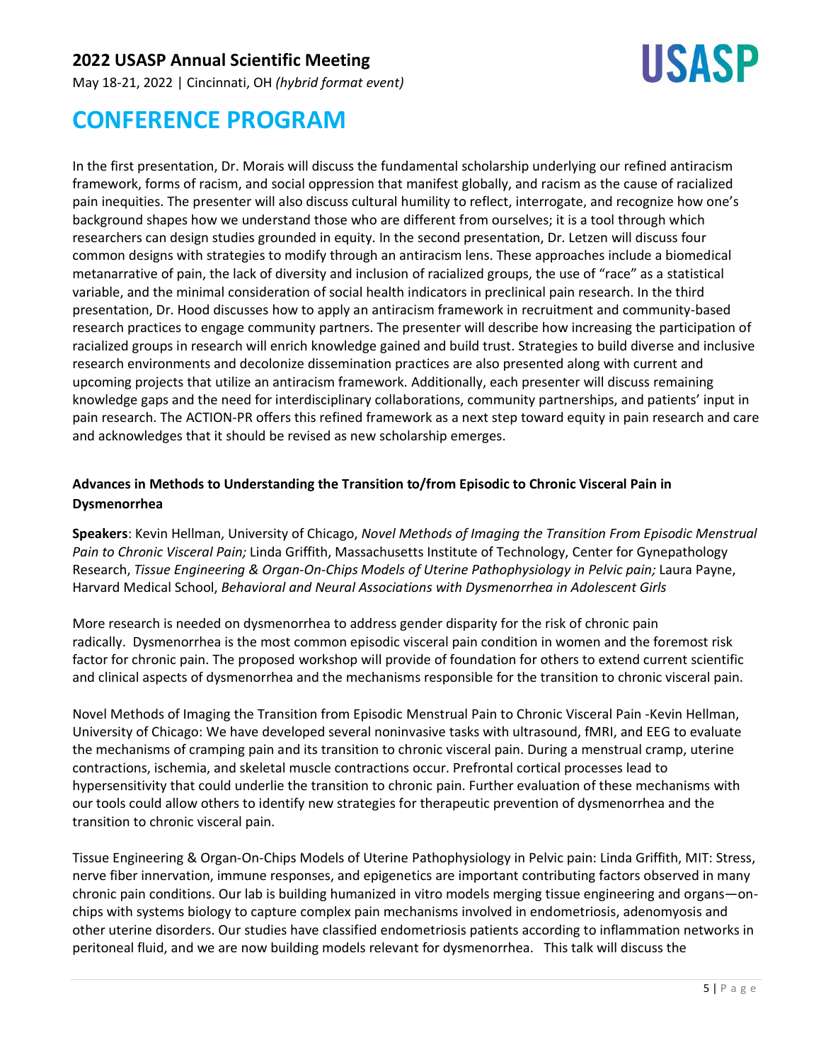In the first presentation, Dr. Morais will discuss the fundamental scholarship underlying our refined antiracism framework, forms of racism, and social oppression that manifest globally, and racism as the cause of racialized pain inequities. The presenter will also discuss cultural humility to reflect, interrogate, and recognize how one's background shapes how we understand those who are different from ourselves; it is a tool through which researchers can design studies grounded in equity. In the second presentation, Dr. Letzen will discuss four common designs with strategies to modify through an antiracism lens. These approaches include a biomedical metanarrative of pain, the lack of diversity and inclusion of racialized groups, the use of "race" as a statistical variable, and the minimal consideration of social health indicators in preclinical pain research. In the third presentation, Dr. Hood discusses how to apply an antiracism framework in recruitment and community-based research practices to engage community partners. The presenter will describe how increasing the participation of racialized groups in research will enrich knowledge gained and build trust. Strategies to build diverse and inclusive research environments and decolonize dissemination practices are also presented along with current and upcoming projects that utilize an antiracism framework. Additionally, each presenter will discuss remaining knowledge gaps and the need for interdisciplinary collaborations, community partnerships, and patients' input in pain research. The ACTION-PR offers this refined framework as a next step toward equity in pain research and care and acknowledges that it should be revised as new scholarship emerges.

### Advances in Methods to Understanding the Transition to/from Episodic to Chronic Visceral Pain in Dysmenorrhea

**Speakers**: Kevin Hellman, University of Chicago, *Novel Methods of Imaging the Transition From Episodic Menstrual Pain to Chronic Visceral Pain;* Linda Griffith, Massachusetts Institute of Technology, Center for Gynepathology Research, *Tissue Engineering & Organ-On-Chips Models of Uterine Pathophysiology in Pelvic pain;* Laura Payne, Harvard Medical School, *Behavioral and Neural Associations with Dysmenorrhea in Adolescent Girls*

More research is needed on dysmenorrhea to address gender disparity for the risk of chronic pain radically. Dysmenorrhea is the most common episodic visceral pain condition in women and the foremost risk factor for chronic pain. The proposed workshop will provide of foundation for others to extend current scientific and clinical aspects of dysmenorrhea and the mechanisms responsible for the transition to chronic visceral pain.

Novel Methods of Imaging the Transition from Episodic Menstrual Pain to Chronic Visceral Pain -Kevin Hellman, University of Chicago: We have developed several noninvasive tasks with ultrasound, fMRI, and EEG to evaluate the mechanisms of cramping pain and its transition to chronic visceral pain. During a menstrual cramp, uterine contractions, ischemia, and skeletal muscle contractions occur. Prefrontal cortical processes lead to hypersensitivity that could underlie the transition to chronic pain. Further evaluation of these mechanisms with our tools could allow others to identify new strategies for therapeutic prevention of dysmenorrhea and the transition to chronic visceral pain.

Tissue Engineering & Organ-On-Chips Models of Uterine Pathophysiology in Pelvic pain: Linda Griffith, MIT: Stress, nerve fiber innervation, immune responses, and epigenetics are important contributing factors observed in many chronic pain conditions. Our lab is building humanized in vitro models merging tissue engineering and organs—on-chips with systems biology to capture complex pain mechanisms involved in endometriosis, adenomyosis and other uterine disorders. Our studies have classified endometriosis patients according to inflammation networks in peritoneal fluid, and we are now building models relevant for dysmenorrhea. This talk will discuss the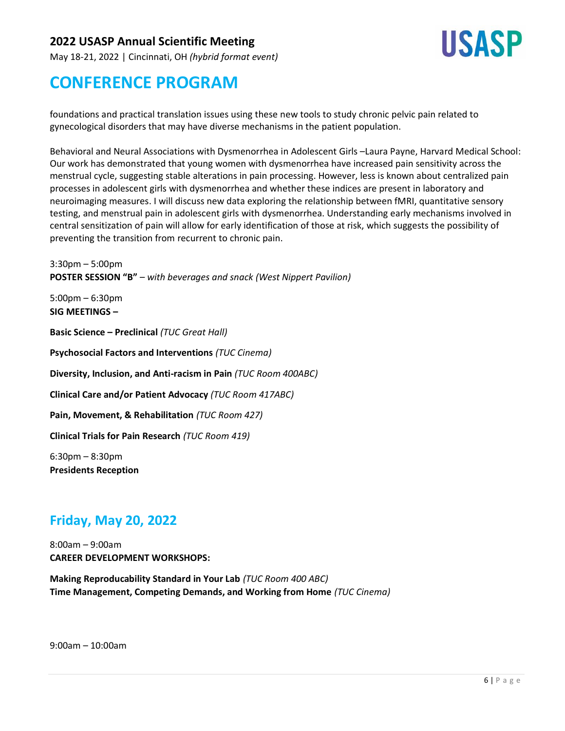foundations and practical translation issues using these new tools to study chronic pelvic pain related to gynecological disorders that may have diverse mechanisms in the patient population.

Behavioral and Neural Associations with Dysmenorrhea in Adolescent Girls –Laura Payne, Harvard Medical School: Our work has demonstrated that young women with dysmenorrhea have increased pain sensitivity across the menstrual cycle, suggesting stable alterations in pain processing. However, less is known about centralized pain processes in adolescent girls with dysmenorrhea and whether these indices are present in laboratory and neuroimaging measures. I will discuss new data exploring the relationship between fMRI, quantitative sensory testing, and menstrual pain in adolescent girls with dysmenorrhea. Understanding early mechanisms involved in central sensitization of pain will allow for early identification of those at risk, which suggests the possibility of preventing the transition from recurrent to chronic pain.

3:30pm – 5:00pm
**POSTER SESSION "B"** – *with beverages and snack (West Nippert Pavilion)*

5:00pm – 6:30pm
**SIG MEETINGS –**

**Basic Science – Preclinical** *(TUC Great Hall)*

**Psychosocial Factors and Interventions** *(TUC Cinema)*

**Diversity, Inclusion, and Anti-racism in Pain** *(TUC Room 400ABC)*

**Clinical Care and/or Patient Advocacy** *(TUC Room 417ABC)*

**Pain, Movement, & Rehabilitation** *(TUC Room 427)*

**Clinical Trials for Pain Research** *(TUC Room 419)*

6:30pm – 8:30pm
**Presidents Reception**

## Friday, May 20, 2022

8:00am – 9:00am
**CAREER DEVELOPMENT WORKSHOPS:**

**Making Reproducability Standard in Your Lab** *(TUC Room 400 ABC)*
**Time Management, Competing Demands, and Working from Home** *(TUC Cinema)*

9:00am – 10:00am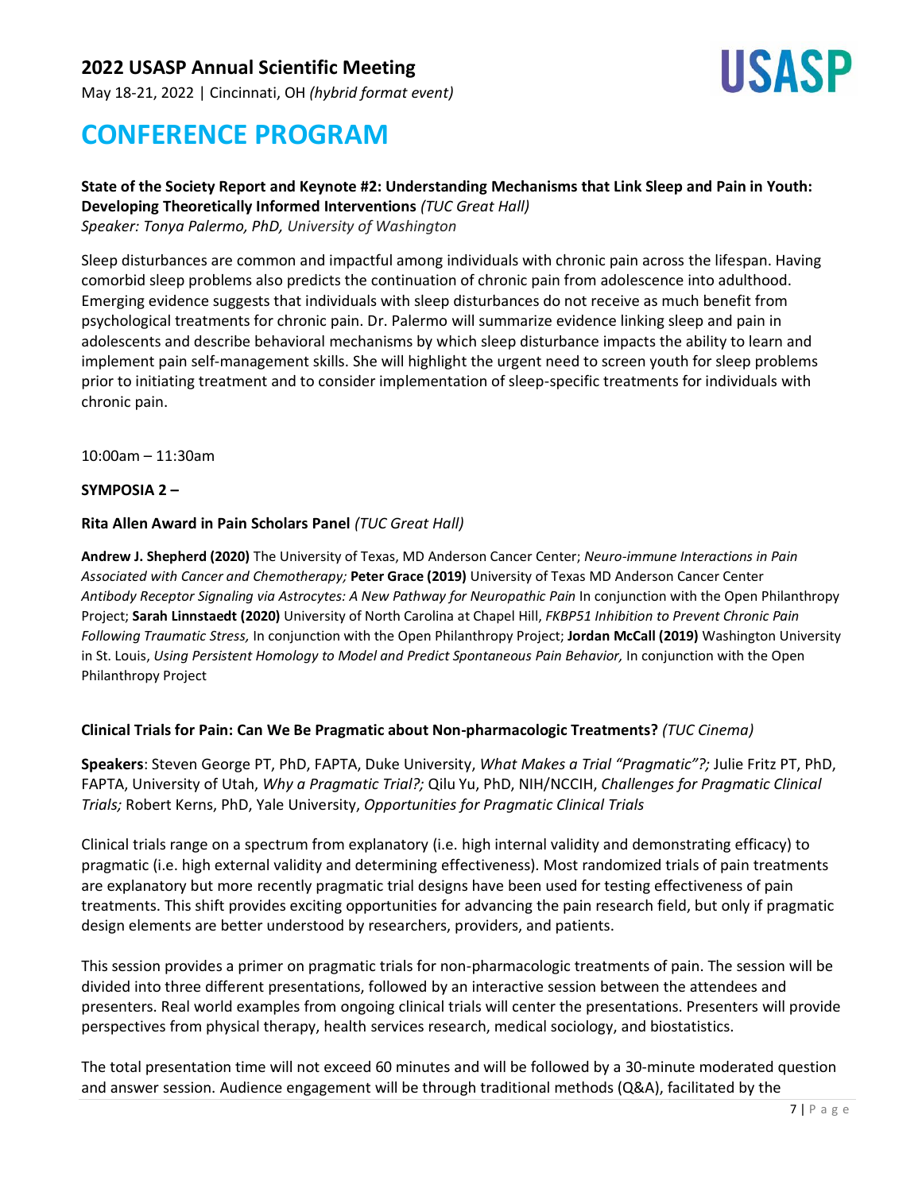**State of the Society Report and Keynote #2: Understanding Mechanisms that Link Sleep and Pain in Youth: Developing Theoretically Informed Interventions** *(TUC Great Hall)*
*Speaker: Tonya Palermo, PhD, University of Washington*

Sleep disturbances are common and impactful among individuals with chronic pain across the lifespan. Having comorbid sleep problems also predicts the continuation of chronic pain from adolescence into adulthood. Emerging evidence suggests that individuals with sleep disturbances do not receive as much benefit from psychological treatments for chronic pain. Dr. Palermo will summarize evidence linking sleep and pain in adolescents and describe behavioral mechanisms by which sleep disturbance impacts the ability to learn and implement pain self-management skills. She will highlight the urgent need to screen youth for sleep problems prior to initiating treatment and to consider implementation of sleep-specific treatments for individuals with chronic pain.

10:00am – 11:30am

**SYMPOSIA 2 –**

**Rita Allen Award in Pain Scholars Panel** *(TUC Great Hall)*

**Andrew J. Shepherd (2020)** The University of Texas, MD Anderson Cancer Center; *Neuro-immune Interactions in Pain Associated with Cancer and Chemotherapy;* **Peter Grace (2019)** University of Texas MD Anderson Cancer Center *Antibody Receptor Signaling via Astrocytes: A New Pathway for Neuropathic Pain* In conjunction with the Open Philanthropy Project; **Sarah Linnstaedt (2020)** University of North Carolina at Chapel Hill, *FKBP51 Inhibition to Prevent Chronic Pain Following Traumatic Stress,* In conjunction with the Open Philanthropy Project; **Jordan McCall (2019)** Washington University in St. Louis, *Using Persistent Homology to Model and Predict Spontaneous Pain Behavior,* In conjunction with the Open Philanthropy Project

**Clinical Trials for Pain: Can We Be Pragmatic about Non-pharmacologic Treatments?** *(TUC Cinema)*

**Speakers**: Steven George PT, PhD, FAPTA, Duke University, *What Makes a Trial "Pragmatic"?;* Julie Fritz PT, PhD, FAPTA, University of Utah, *Why a Pragmatic Trial?;* Qilu Yu, PhD, NIH/NCCIH, *Challenges for Pragmatic Clinical Trials;* Robert Kerns, PhD, Yale University, *Opportunities for Pragmatic Clinical Trials*

Clinical trials range on a spectrum from explanatory (i.e. high internal validity and demonstrating efficacy) to pragmatic (i.e. high external validity and determining effectiveness). Most randomized trials of pain treatments are explanatory but more recently pragmatic trial designs have been used for testing effectiveness of pain treatments. This shift provides exciting opportunities for advancing the pain research field, but only if pragmatic design elements are better understood by researchers, providers, and patients.

This session provides a primer on pragmatic trials for non-pharmacologic treatments of pain. The session will be divided into three different presentations, followed by an interactive session between the attendees and presenters. Real world examples from ongoing clinical trials will center the presentations. Presenters will provide perspectives from physical therapy, health services research, medical sociology, and biostatistics.

The total presentation time will not exceed 60 minutes and will be followed by a 30-minute moderated question and answer session. Audience engagement will be through traditional methods (Q&A), facilitated by the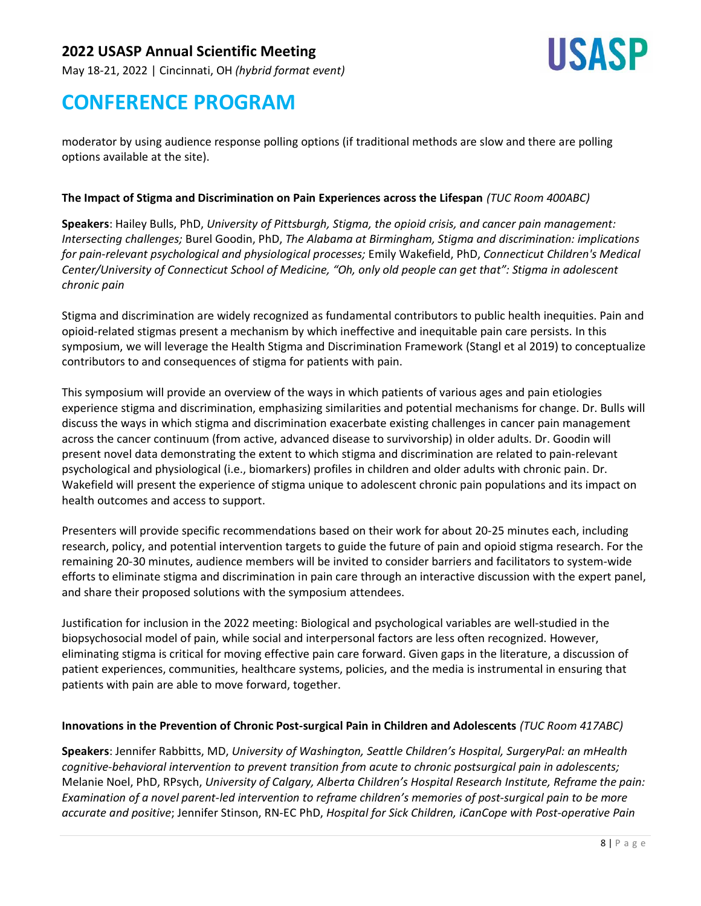moderator by using audience response polling options (if traditional methods are slow and there are polling options available at the site).

**The Impact of Stigma and Discrimination on Pain Experiences across the Lifespan** *(TUC Room 400ABC)*

**Speakers**: Hailey Bulls, PhD, *University of Pittsburgh, Stigma, the opioid crisis, and cancer pain management: Intersecting challenges;* Burel Goodin, PhD, *The Alabama at Birmingham, Stigma and discrimination: implications for pain-relevant psychological and physiological processes;* Emily Wakefield, PhD, *Connecticut Children's Medical Center/University of Connecticut School of Medicine, "Oh, only old people can get that": Stigma in adolescent chronic pain*

Stigma and discrimination are widely recognized as fundamental contributors to public health inequities. Pain and opioid-related stigmas present a mechanism by which ineffective and inequitable pain care persists. In this symposium, we will leverage the Health Stigma and Discrimination Framework (Stangl et al 2019) to conceptualize contributors to and consequences of stigma for patients with pain.

This symposium will provide an overview of the ways in which patients of various ages and pain etiologies experience stigma and discrimination, emphasizing similarities and potential mechanisms for change. Dr. Bulls will discuss the ways in which stigma and discrimination exacerbate existing challenges in cancer pain management across the cancer continuum (from active, advanced disease to survivorship) in older adults. Dr. Goodin will present novel data demonstrating the extent to which stigma and discrimination are related to pain-relevant psychological and physiological (i.e., biomarkers) profiles in children and older adults with chronic pain. Dr. Wakefield will present the experience of stigma unique to adolescent chronic pain populations and its impact on health outcomes and access to support.

Presenters will provide specific recommendations based on their work for about 20-25 minutes each, including research, policy, and potential intervention targets to guide the future of pain and opioid stigma research. For the remaining 20-30 minutes, audience members will be invited to consider barriers and facilitators to system-wide efforts to eliminate stigma and discrimination in pain care through an interactive discussion with the expert panel, and share their proposed solutions with the symposium attendees.

Justification for inclusion in the 2022 meeting: Biological and psychological variables are well-studied in the biopsychosocial model of pain, while social and interpersonal factors are less often recognized. However, eliminating stigma is critical for moving effective pain care forward. Given gaps in the literature, a discussion of patient experiences, communities, healthcare systems, policies, and the media is instrumental in ensuring that patients with pain are able to move forward, together.

**Innovations in the Prevention of Chronic Post-surgical Pain in Children and Adolescents** *(TUC Room 417ABC)*

**Speakers**: Jennifer Rabbitts, MD, *University of Washington, Seattle Children's Hospital, SurgeryPal: an mHealth cognitive-behavioral intervention to prevent transition from acute to chronic postsurgical pain in adolescents;* Melanie Noel, PhD, RPsych, *University of Calgary, Alberta Children's Hospital Research Institute, Reframe the pain: Examination of a novel parent-led intervention to reframe children's memories of post-surgical pain to be more accurate and positive*; Jennifer Stinson, RN-EC PhD, *Hospital for Sick Children, iCanCope with Post-operative Pain*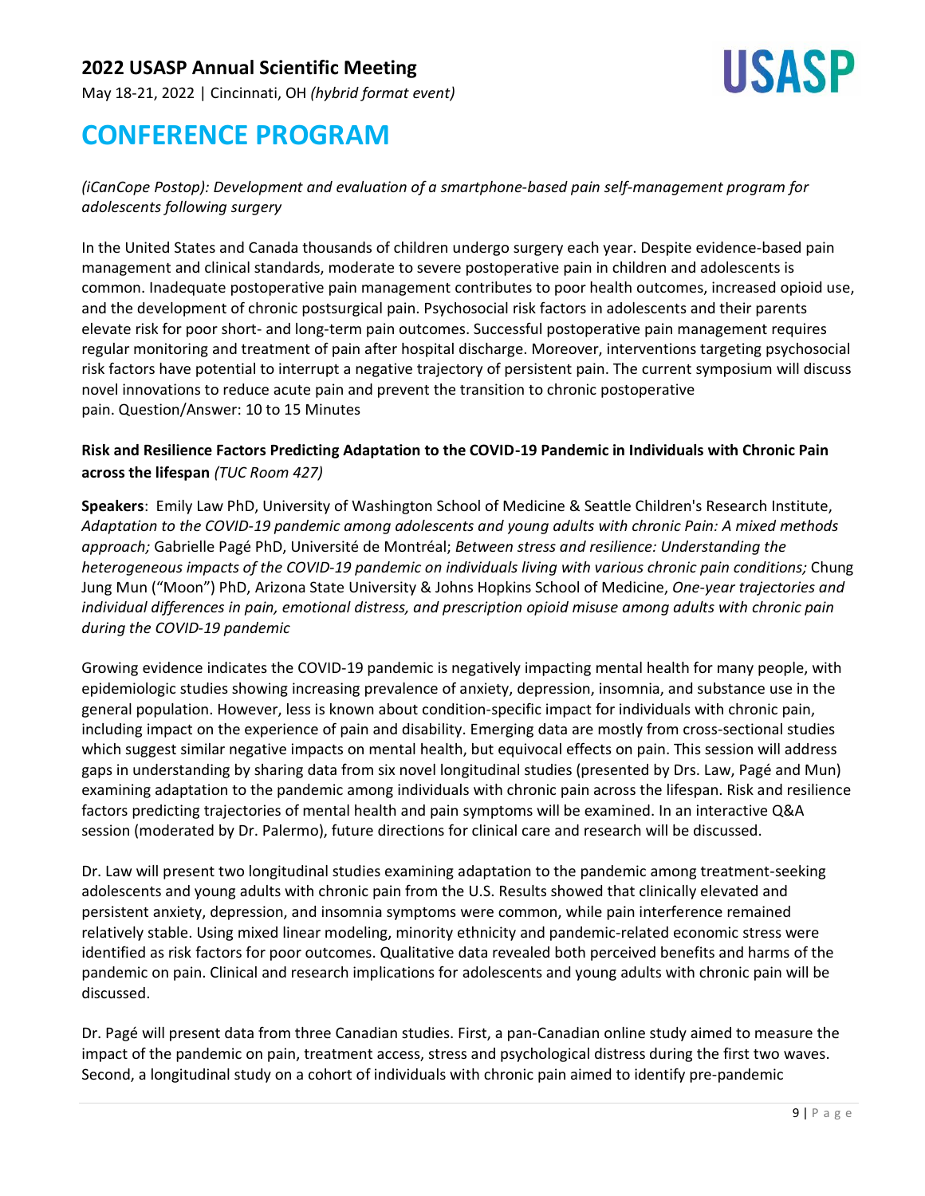*(iCanCope Postop): Development and evaluation of a smartphone-based pain self-management program for adolescents following surgery*

In the United States and Canada thousands of children undergo surgery each year. Despite evidence-based pain management and clinical standards, moderate to severe postoperative pain in children and adolescents is common. Inadequate postoperative pain management contributes to poor health outcomes, increased opioid use, and the development of chronic postsurgical pain. Psychosocial risk factors in adolescents and their parents elevate risk for poor short- and long-term pain outcomes. Successful postoperative pain management requires regular monitoring and treatment of pain after hospital discharge. Moreover, interventions targeting psychosocial risk factors have potential to interrupt a negative trajectory of persistent pain. The current symposium will discuss novel innovations to reduce acute pain and prevent the transition to chronic postoperative pain. Question/Answer: 10 to 15 Minutes

**Risk and Resilience Factors Predicting Adaptation to the COVID-19 Pandemic in Individuals with Chronic Pain across the lifespan** *(TUC Room 427)*

**Speakers**: Emily Law PhD, University of Washington School of Medicine & Seattle Children's Research Institute, *Adaptation to the COVID-19 pandemic among adolescents and young adults with chronic Pain: A mixed methods approach;* Gabrielle Pagé PhD, Université de Montréal; *Between stress and resilience: Understanding the heterogeneous impacts of the COVID-19 pandemic on individuals living with various chronic pain conditions;* Chung Jung Mun ("Moon") PhD, Arizona State University & Johns Hopkins School of Medicine, *One-year trajectories and individual differences in pain, emotional distress, and prescription opioid misuse among adults with chronic pain during the COVID-19 pandemic*

Growing evidence indicates the COVID-19 pandemic is negatively impacting mental health for many people, with epidemiologic studies showing increasing prevalence of anxiety, depression, insomnia, and substance use in the general population. However, less is known about condition-specific impact for individuals with chronic pain, including impact on the experience of pain and disability. Emerging data are mostly from cross-sectional studies which suggest similar negative impacts on mental health, but equivocal effects on pain. This session will address gaps in understanding by sharing data from six novel longitudinal studies (presented by Drs. Law, Pagé and Mun) examining adaptation to the pandemic among individuals with chronic pain across the lifespan. Risk and resilience factors predicting trajectories of mental health and pain symptoms will be examined. In an interactive Q&A session (moderated by Dr. Palermo), future directions for clinical care and research will be discussed.

Dr. Law will present two longitudinal studies examining adaptation to the pandemic among treatment-seeking adolescents and young adults with chronic pain from the U.S. Results showed that clinically elevated and persistent anxiety, depression, and insomnia symptoms were common, while pain interference remained relatively stable. Using mixed linear modeling, minority ethnicity and pandemic-related economic stress were identified as risk factors for poor outcomes. Qualitative data revealed both perceived benefits and harms of the pandemic on pain. Clinical and research implications for adolescents and young adults with chronic pain will be discussed.

Dr. Pagé will present data from three Canadian studies. First, a pan-Canadian online study aimed to measure the impact of the pandemic on pain, treatment access, stress and psychological distress during the first two waves. Second, a longitudinal study on a cohort of individuals with chronic pain aimed to identify pre-pandemic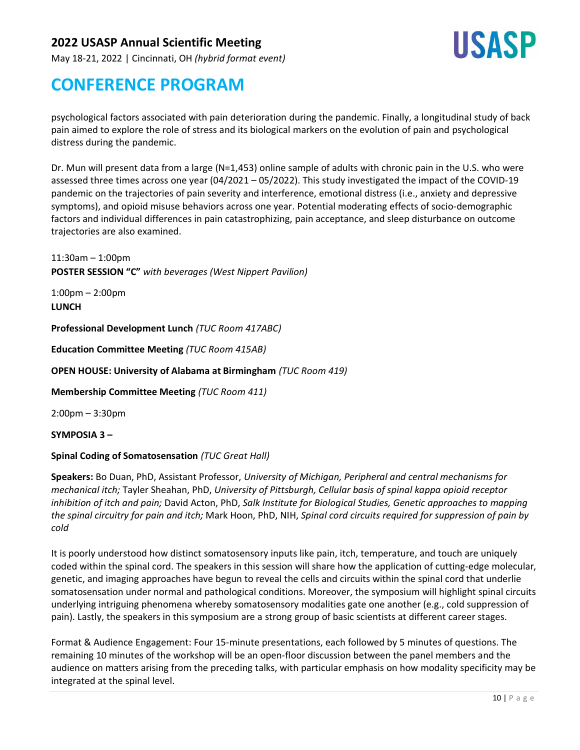psychological factors associated with pain deterioration during the pandemic. Finally, a longitudinal study of back pain aimed to explore the role of stress and its biological markers on the evolution of pain and psychological distress during the pandemic.

Dr. Mun will present data from a large (N=1,453) online sample of adults with chronic pain in the U.S. who were assessed three times across one year (04/2021 – 05/2022). This study investigated the impact of the COVID-19 pandemic on the trajectories of pain severity and interference, emotional distress (i.e., anxiety and depressive symptoms), and opioid misuse behaviors across one year. Potential moderating effects of socio-demographic factors and individual differences in pain catastrophizing, pain acceptance, and sleep disturbance on outcome trajectories are also examined.

11:30am – 1:00pm
**POSTER SESSION "C"** *with beverages (West Nippert Pavilion)*

1:00pm – 2:00pm
**LUNCH**

**Professional Development Lunch** *(TUC Room 417ABC)*

**Education Committee Meeting** *(TUC Room 415AB)*

**OPEN HOUSE: University of Alabama at Birmingham** *(TUC Room 419)*

**Membership Committee Meeting** *(TUC Room 411)*

2:00pm – 3:30pm

**SYMPOSIA 3 –**

**Spinal Coding of Somatosensation** *(TUC Great Hall)*

**Speakers:** Bo Duan, PhD, Assistant Professor, *University of Michigan, Peripheral and central mechanisms for mechanical itch;* Tayler Sheahan, PhD, *University of Pittsburgh, Cellular basis of spinal kappa opioid receptor inhibition of itch and pain;* David Acton, PhD, *Salk Institute for Biological Studies, Genetic approaches to mapping the spinal circuitry for pain and itch;* Mark Hoon, PhD, NIH, *Spinal cord circuits required for suppression of pain by cold*

It is poorly understood how distinct somatosensory inputs like pain, itch, temperature, and touch are uniquely coded within the spinal cord. The speakers in this session will share how the application of cutting-edge molecular, genetic, and imaging approaches have begun to reveal the cells and circuits within the spinal cord that underlie somatosensation under normal and pathological conditions. Moreover, the symposium will highlight spinal circuits underlying intriguing phenomena whereby somatosensory modalities gate one another (e.g., cold suppression of pain). Lastly, the speakers in this symposium are a strong group of basic scientists at different career stages.

Format & Audience Engagement: Four 15-minute presentations, each followed by 5 minutes of questions. The remaining 10 minutes of the workshop will be an open-floor discussion between the panel members and the audience on matters arising from the preceding talks, with particular emphasis on how modality specificity may be integrated at the spinal level.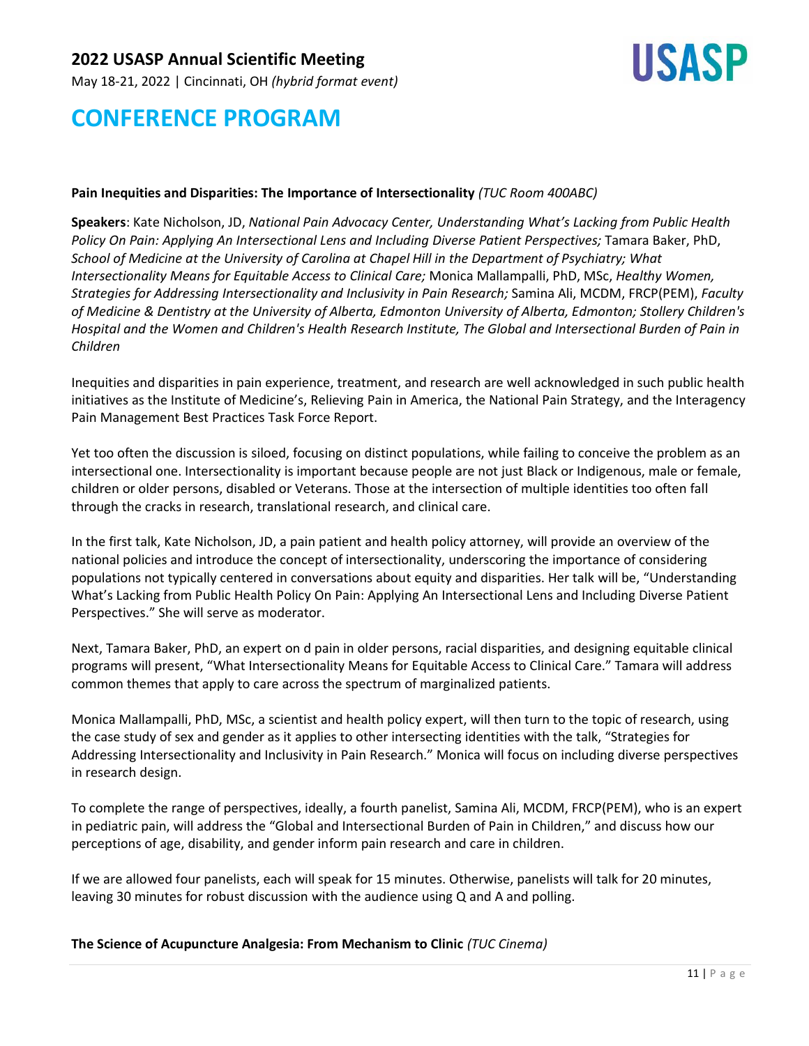**Pain Inequities and Disparities: The Importance of Intersectionality** *(TUC Room 400ABC)*

**Speakers**: Kate Nicholson, JD, *National Pain Advocacy Center, Understanding What's Lacking from Public Health Policy On Pain: Applying An Intersectional Lens and Including Diverse Patient Perspectives;* Tamara Baker, PhD, *School of Medicine at the University of Carolina at Chapel Hill in the Department of Psychiatry; What Intersectionality Means for Equitable Access to Clinical Care;* Monica Mallampalli, PhD, MSc, *Healthy Women, Strategies for Addressing Intersectionality and Inclusivity in Pain Research;* Samina Ali, MCDM, FRCP(PEM), *Faculty of Medicine & Dentistry at the University of Alberta, Edmonton University of Alberta, Edmonton; Stollery Children's Hospital and the Women and Children's Health Research Institute, The Global and Intersectional Burden of Pain in Children*

Inequities and disparities in pain experience, treatment, and research are well acknowledged in such public health initiatives as the Institute of Medicine's, Relieving Pain in America, the National Pain Strategy, and the Interagency Pain Management Best Practices Task Force Report.

Yet too often the discussion is siloed, focusing on distinct populations, while failing to conceive the problem as an intersectional one. Intersectionality is important because people are not just Black or Indigenous, male or female, children or older persons, disabled or Veterans. Those at the intersection of multiple identities too often fall through the cracks in research, translational research, and clinical care.

In the first talk, Kate Nicholson, JD, a pain patient and health policy attorney, will provide an overview of the national policies and introduce the concept of intersectionality, underscoring the importance of considering populations not typically centered in conversations about equity and disparities. Her talk will be, "Understanding What's Lacking from Public Health Policy On Pain: Applying An Intersectional Lens and Including Diverse Patient Perspectives." She will serve as moderator.

Next, Tamara Baker, PhD, an expert on d pain in older persons, racial disparities, and designing equitable clinical programs will present, "What Intersectionality Means for Equitable Access to Clinical Care." Tamara will address common themes that apply to care across the spectrum of marginalized patients.

Monica Mallampalli, PhD, MSc, a scientist and health policy expert, will then turn to the topic of research, using the case study of sex and gender as it applies to other intersecting identities with the talk, "Strategies for Addressing Intersectionality and Inclusivity in Pain Research." Monica will focus on including diverse perspectives in research design.

To complete the range of perspectives, ideally, a fourth panelist, Samina Ali, MCDM, FRCP(PEM), who is an expert in pediatric pain, will address the "Global and Intersectional Burden of Pain in Children," and discuss how our perceptions of age, disability, and gender inform pain research and care in children.

If we are allowed four panelists, each will speak for 15 minutes. Otherwise, panelists will talk for 20 minutes, leaving 30 minutes for robust discussion with the audience using Q and A and polling.

**The Science of Acupuncture Analgesia: From Mechanism to Clinic** *(TUC Cinema)*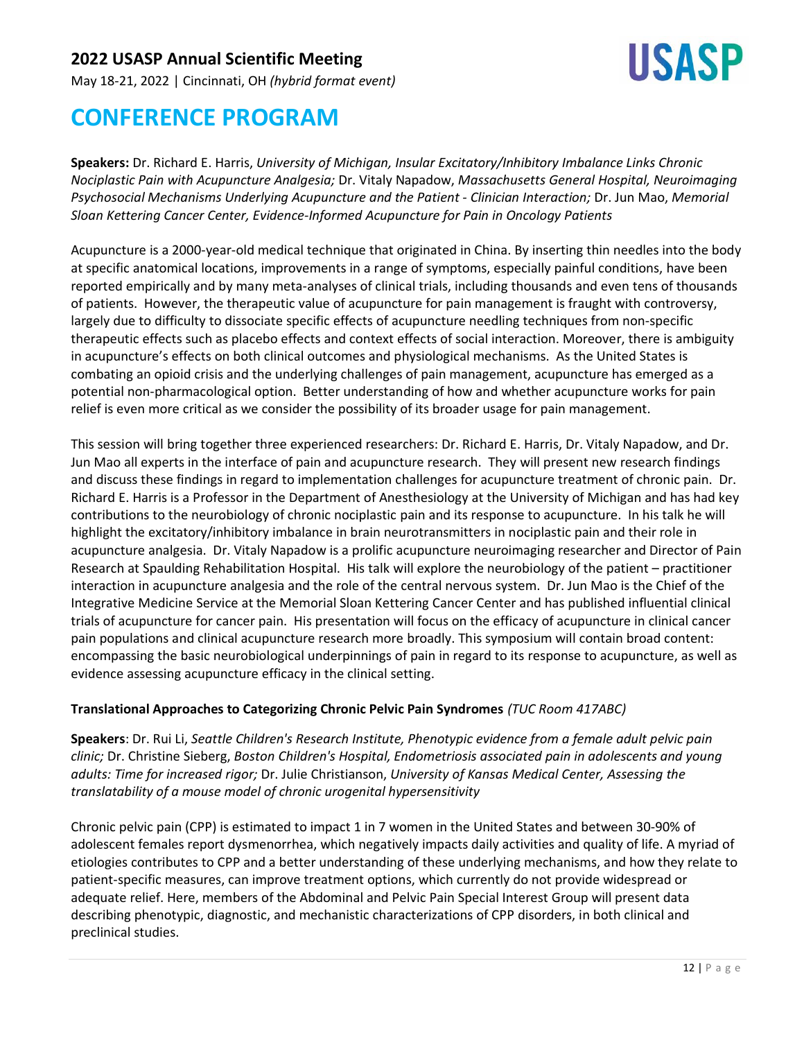**Speakers:** Dr. Richard E. Harris, *University of Michigan, Insular Excitatory/Inhibitory Imbalance Links Chronic Nociplastic Pain with Acupuncture Analgesia;* Dr. Vitaly Napadow, *Massachusetts General Hospital, Neuroimaging Psychosocial Mechanisms Underlying Acupuncture and the Patient - Clinician Interaction;* Dr. Jun Mao, *Memorial Sloan Kettering Cancer Center, Evidence-Informed Acupuncture for Pain in Oncology Patients*

Acupuncture is a 2000-year-old medical technique that originated in China. By inserting thin needles into the body at specific anatomical locations, improvements in a range of symptoms, especially painful conditions, have been reported empirically and by many meta-analyses of clinical trials, including thousands and even tens of thousands of patients. However, the therapeutic value of acupuncture for pain management is fraught with controversy, largely due to difficulty to dissociate specific effects of acupuncture needling techniques from non-specific therapeutic effects such as placebo effects and context effects of social interaction. Moreover, there is ambiguity in acupuncture's effects on both clinical outcomes and physiological mechanisms. As the United States is combating an opioid crisis and the underlying challenges of pain management, acupuncture has emerged as a potential non-pharmacological option. Better understanding of how and whether acupuncture works for pain relief is even more critical as we consider the possibility of its broader usage for pain management.

This session will bring together three experienced researchers: Dr. Richard E. Harris, Dr. Vitaly Napadow, and Dr. Jun Mao all experts in the interface of pain and acupuncture research. They will present new research findings and discuss these findings in regard to implementation challenges for acupuncture treatment of chronic pain. Dr. Richard E. Harris is a Professor in the Department of Anesthesiology at the University of Michigan and has had key contributions to the neurobiology of chronic nociplastic pain and its response to acupuncture. In his talk he will highlight the excitatory/inhibitory imbalance in brain neurotransmitters in nociplastic pain and their role in acupuncture analgesia. Dr. Vitaly Napadow is a prolific acupuncture neuroimaging researcher and Director of Pain Research at Spaulding Rehabilitation Hospital. His talk will explore the neurobiology of the patient – practitioner interaction in acupuncture analgesia and the role of the central nervous system. Dr. Jun Mao is the Chief of the Integrative Medicine Service at the Memorial Sloan Kettering Cancer Center and has published influential clinical trials of acupuncture for cancer pain. His presentation will focus on the efficacy of acupuncture in clinical cancer pain populations and clinical acupuncture research more broadly. This symposium will contain broad content: encompassing the basic neurobiological underpinnings of pain in regard to its response to acupuncture, as well as evidence assessing acupuncture efficacy in the clinical setting.

**Translational Approaches to Categorizing Chronic Pelvic Pain Syndromes** *(TUC Room 417ABC)*

**Speakers**: Dr. Rui Li, *Seattle Children's Research Institute, Phenotypic evidence from a female adult pelvic pain clinic;* Dr. Christine Sieberg, *Boston Children's Hospital, Endometriosis associated pain in adolescents and young adults: Time for increased rigor;* Dr. Julie Christianson, *University of Kansas Medical Center, Assessing the translatability of a mouse model of chronic urogenital hypersensitivity*

Chronic pelvic pain (CPP) is estimated to impact 1 in 7 women in the United States and between 30-90% of adolescent females report dysmenorrhea, which negatively impacts daily activities and quality of life. A myriad of etiologies contributes to CPP and a better understanding of these underlying mechanisms, and how they relate to patient-specific measures, can improve treatment options, which currently do not provide widespread or adequate relief. Here, members of the Abdominal and Pelvic Pain Special Interest Group will present data describing phenotypic, diagnostic, and mechanistic characterizations of CPP disorders, in both clinical and preclinical studies.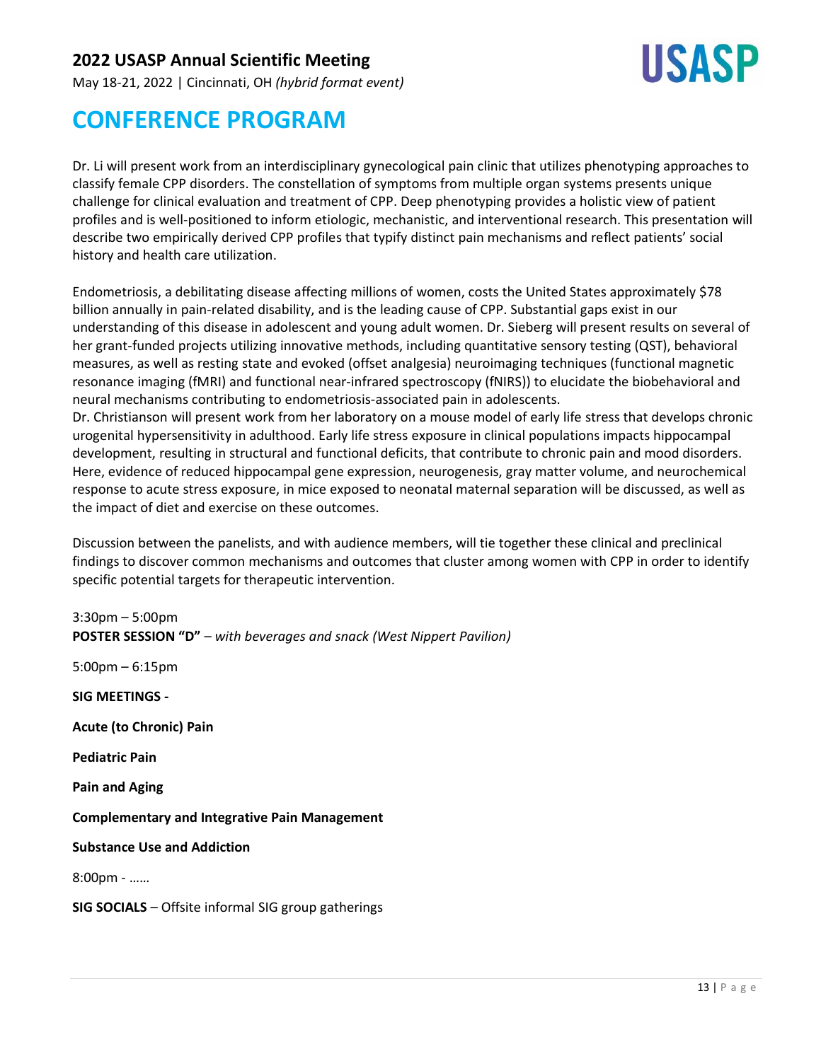Dr. Li will present work from an interdisciplinary gynecological pain clinic that utilizes phenotyping approaches to classify female CPP disorders. The constellation of symptoms from multiple organ systems presents unique challenge for clinical evaluation and treatment of CPP. Deep phenotyping provides a holistic view of patient profiles and is well-positioned to inform etiologic, mechanistic, and interventional research. This presentation will describe two empirically derived CPP profiles that typify distinct pain mechanisms and reflect patients' social history and health care utilization.

Endometriosis, a debilitating disease affecting millions of women, costs the United States approximately $78 billion annually in pain-related disability, and is the leading cause of CPP. Substantial gaps exist in our understanding of this disease in adolescent and young adult women. Dr. Sieberg will present results on several of her grant-funded projects utilizing innovative methods, including quantitative sensory testing (QST), behavioral measures, as well as resting state and evoked (offset analgesia) neuroimaging techniques (functional magnetic resonance imaging (fMRI) and functional near-infrared spectroscopy (fNIRS)) to elucidate the biobehavioral and neural mechanisms contributing to endometriosis-associated pain in adolescents.

Dr. Christianson will present work from her laboratory on a mouse model of early life stress that develops chronic urogenital hypersensitivity in adulthood. Early life stress exposure in clinical populations impacts hippocampal development, resulting in structural and functional deficits, that contribute to chronic pain and mood disorders. Here, evidence of reduced hippocampal gene expression, neurogenesis, gray matter volume, and neurochemical response to acute stress exposure, in mice exposed to neonatal maternal separation will be discussed, as well as the impact of diet and exercise on these outcomes.

Discussion between the panelists, and with audience members, will tie together these clinical and preclinical findings to discover common mechanisms and outcomes that cluster among women with CPP in order to identify specific potential targets for therapeutic intervention.

3:30pm – 5:00pm
**POSTER SESSION "D"** – *with beverages and snack (West Nippert Pavilion)*

5:00pm – 6:15pm

**SIG MEETINGS -**

**Acute (to Chronic) Pain**

**Pediatric Pain**

**Pain and Aging**

**Complementary and Integrative Pain Management**

**Substance Use and Addiction**

8:00pm - ……

**SIG SOCIALS** – Offsite informal SIG group gatherings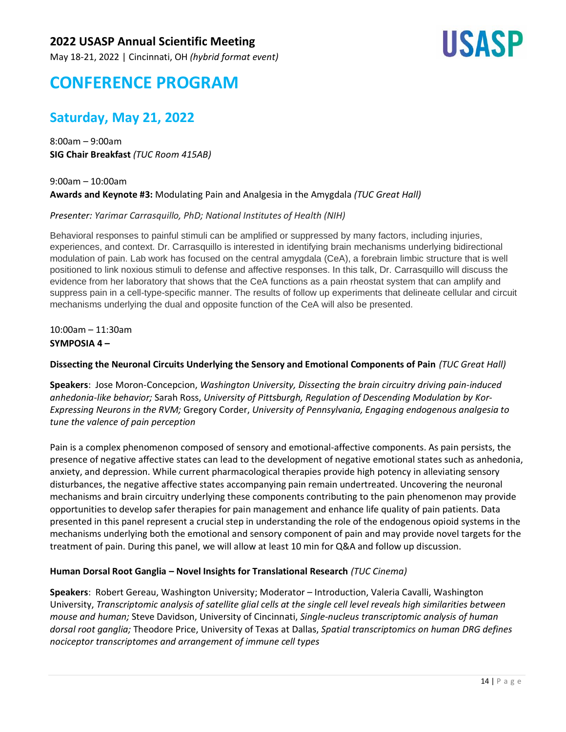# CONFERENCE PROGRAM

## Saturday, May 21, 2022

8:00am – 9:00am
**SIG Chair Breakfast** *(TUC Room 415AB)*

9:00am – 10:00am
**Awards and Keynote #3:** Modulating Pain and Analgesia in the Amygdala *(TUC Great Hall)*

*Presenter: Yarimar Carrasquillo, PhD; National Institutes of Health (NIH)*

Behavioral responses to painful stimuli can be amplified or suppressed by many factors, including injuries, experiences, and context. Dr. Carrasquillo is interested in identifying brain mechanisms underlying bidirectional modulation of pain. Lab work has focused on the central amygdala (CeA), a forebrain limbic structure that is well positioned to link noxious stimuli to defense and affective responses. In this talk, Dr. Carrasquillo will discuss the evidence from her laboratory that shows that the CeA functions as a pain rheostat system that can amplify and suppress pain in a cell-type-specific manner. The results of follow up experiments that delineate cellular and circuit mechanisms underlying the dual and opposite function of the CeA will also be presented.

10:00am – 11:30am
**SYMPOSIA 4 –**

**Dissecting the Neuronal Circuits Underlying the Sensory and Emotional Components of Pain** *(TUC Great Hall)*

**Speakers**: Jose Moron-Concepcion, *Washington University, Dissecting the brain circuitry driving pain-induced anhedonia-like behavior;* Sarah Ross, *University of Pittsburgh, Regulation of Descending Modulation by Kor-Expressing Neurons in the RVM;* Gregory Corder, *University of Pennsylvania, Engaging endogenous analgesia to tune the valence of pain perception*

Pain is a complex phenomenon composed of sensory and emotional-affective components. As pain persists, the presence of negative affective states can lead to the development of negative emotional states such as anhedonia, anxiety, and depression. While current pharmacological therapies provide high potency in alleviating sensory disturbances, the negative affective states accompanying pain remain undertreated. Uncovering the neuronal mechanisms and brain circuitry underlying these components contributing to the pain phenomenon may provide opportunities to develop safer therapies for pain management and enhance life quality of pain patients. Data presented in this panel represent a crucial step in understanding the role of the endogenous opioid systems in the mechanisms underlying both the emotional and sensory component of pain and may provide novel targets for the treatment of pain. During this panel, we will allow at least 10 min for Q&A and follow up discussion.

**Human Dorsal Root Ganglia – Novel Insights for Translational Research** *(TUC Cinema)*

**Speakers**: Robert Gereau, Washington University; Moderator – Introduction, Valeria Cavalli, Washington University, *Transcriptomic analysis of satellite glial cells at the single cell level reveals high similarities between mouse and human;* Steve Davidson, University of Cincinnati, *Single-nucleus transcriptomic analysis of human dorsal root ganglia;* Theodore Price, University of Texas at Dallas, *Spatial transcriptomics on human DRG defines nociceptor transcriptomes and arrangement of immune cell types*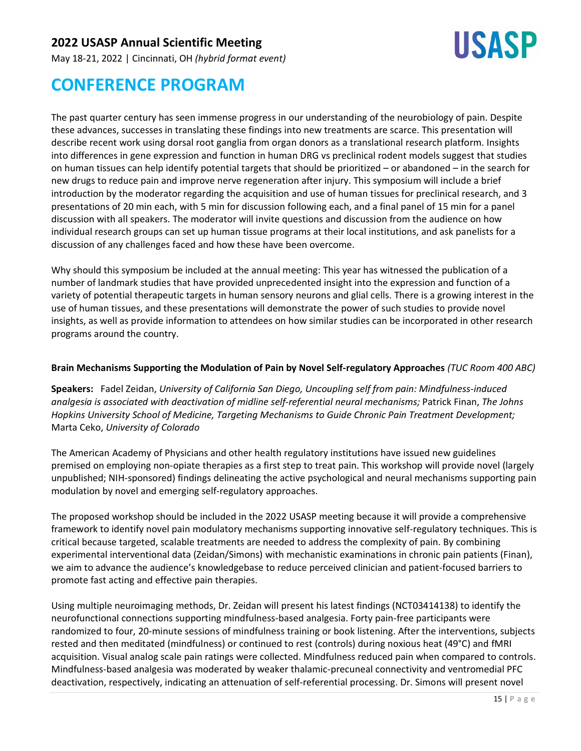The past quarter century has seen immense progress in our understanding of the neurobiology of pain. Despite these advances, successes in translating these findings into new treatments are scarce. This presentation will describe recent work using dorsal root ganglia from organ donors as a translational research platform. Insights into differences in gene expression and function in human DRG vs preclinical rodent models suggest that studies on human tissues can help identify potential targets that should be prioritized – or abandoned – in the search for new drugs to reduce pain and improve nerve regeneration after injury. This symposium will include a brief introduction by the moderator regarding the acquisition and use of human tissues for preclinical research, and 3 presentations of 20 min each, with 5 min for discussion following each, and a final panel of 15 min for a panel discussion with all speakers. The moderator will invite questions and discussion from the audience on how individual research groups can set up human tissue programs at their local institutions, and ask panelists for a discussion of any challenges faced and how these have been overcome.

Why should this symposium be included at the annual meeting: This year has witnessed the publication of a number of landmark studies that have provided unprecedented insight into the expression and function of a variety of potential therapeutic targets in human sensory neurons and glial cells. There is a growing interest in the use of human tissues, and these presentations will demonstrate the power of such studies to provide novel insights, as well as provide information to attendees on how similar studies can be incorporated in other research programs around the country.

**Brain Mechanisms Supporting the Modulation of Pain by Novel Self-regulatory Approaches** *(TUC Room 400 ABC)*

**Speakers:** Fadel Zeidan, *University of California San Diego, Uncoupling self from pain: Mindfulness-induced analgesia is associated with deactivation of midline self-referential neural mechanisms;* Patrick Finan, *The Johns Hopkins University School of Medicine, Targeting Mechanisms to Guide Chronic Pain Treatment Development;* Marta Ceko, *University of Colorado*

The American Academy of Physicians and other health regulatory institutions have issued new guidelines premised on employing non-opiate therapies as a first step to treat pain. This workshop will provide novel (largely unpublished; NIH-sponsored) findings delineating the active psychological and neural mechanisms supporting pain modulation by novel and emerging self-regulatory approaches.

The proposed workshop should be included in the 2022 USASP meeting because it will provide a comprehensive framework to identify novel pain modulatory mechanisms supporting innovative self-regulatory techniques. This is critical because targeted, scalable treatments are needed to address the complexity of pain. By combining experimental interventional data (Zeidan/Simons) with mechanistic examinations in chronic pain patients (Finan), we aim to advance the audience's knowledgebase to reduce perceived clinician and patient-focused barriers to promote fast acting and effective pain therapies.

Using multiple neuroimaging methods, Dr. Zeidan will present his latest findings (NCT03414138) to identify the neurofunctional connections supporting mindfulness-based analgesia. Forty pain-free participants were randomized to four, 20-minute sessions of mindfulness training or book listening. After the interventions, subjects rested and then meditated (mindfulness) or continued to rest (controls) during noxious heat (49°C) and fMRI acquisition. Visual analog scale pain ratings were collected. Mindfulness reduced pain when compared to controls. Mindfulness-based analgesia was moderated by weaker thalamic-precuneal connectivity and ventromedial PFC deactivation, respectively, indicating an attenuation of self-referential processing. Dr. Simons will present novel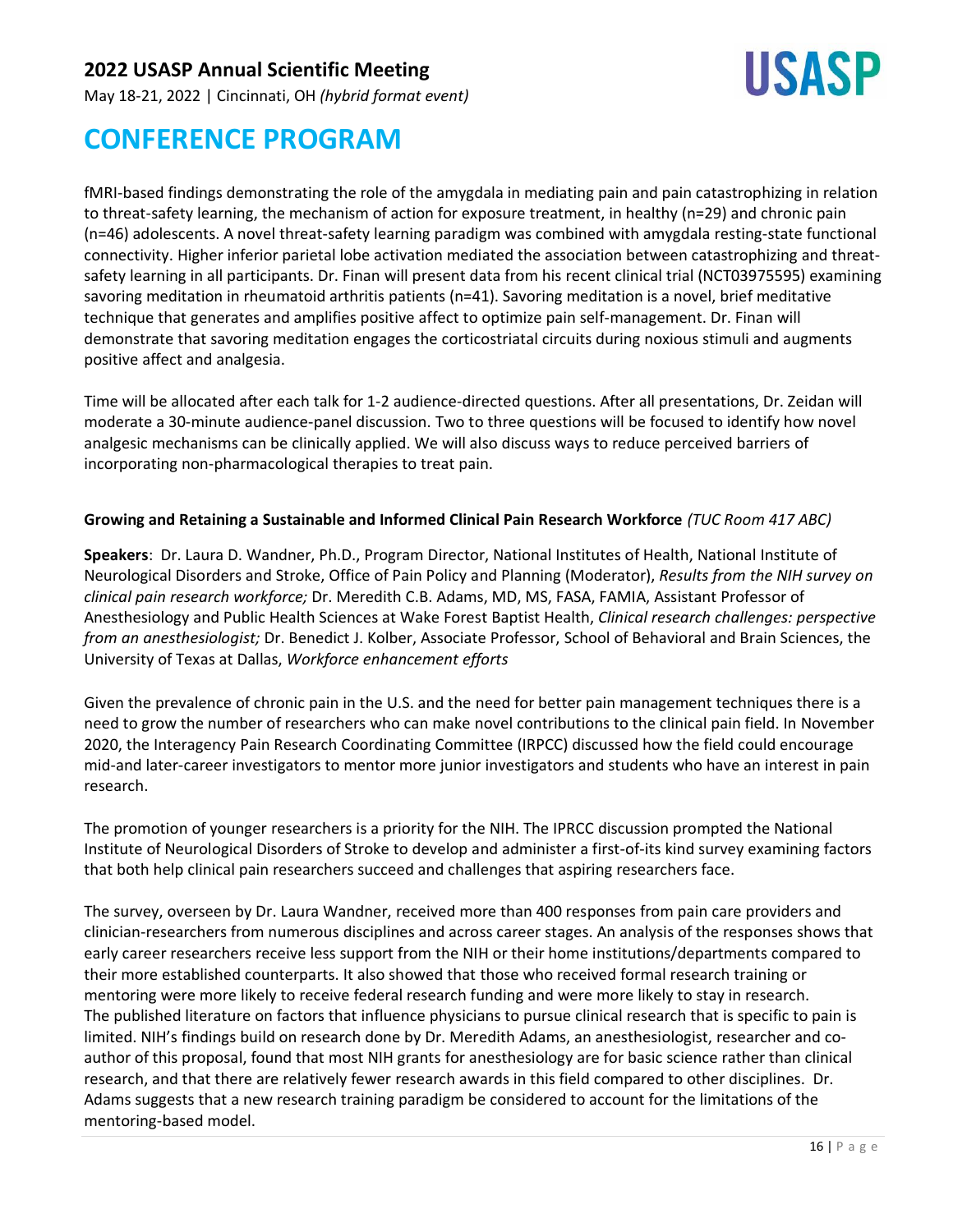fMRI-based findings demonstrating the role of the amygdala in mediating pain and pain catastrophizing in relation to threat-safety learning, the mechanism of action for exposure treatment, in healthy (n=29) and chronic pain (n=46) adolescents. A novel threat-safety learning paradigm was combined with amygdala resting-state functional connectivity. Higher inferior parietal lobe activation mediated the association between catastrophizing and threat-safety learning in all participants. Dr. Finan will present data from his recent clinical trial (NCT03975595) examining savoring meditation in rheumatoid arthritis patients (n=41). Savoring meditation is a novel, brief meditative technique that generates and amplifies positive affect to optimize pain self-management. Dr. Finan will demonstrate that savoring meditation engages the corticostriatal circuits during noxious stimuli and augments positive affect and analgesia.

Time will be allocated after each talk for 1-2 audience-directed questions. After all presentations, Dr. Zeidan will moderate a 30-minute audience-panel discussion. Two to three questions will be focused to identify how novel analgesic mechanisms can be clinically applied. We will also discuss ways to reduce perceived barriers of incorporating non-pharmacological therapies to treat pain.

**Growing and Retaining a Sustainable and Informed Clinical Pain Research Workforce** *(TUC Room 417 ABC)*

**Speakers**: Dr. Laura D. Wandner, Ph.D., Program Director, National Institutes of Health, National Institute of Neurological Disorders and Stroke, Office of Pain Policy and Planning (Moderator), *Results from the NIH survey on clinical pain research workforce;* Dr. Meredith C.B. Adams, MD, MS, FASA, FAMIA, Assistant Professor of Anesthesiology and Public Health Sciences at Wake Forest Baptist Health, *Clinical research challenges: perspective from an anesthesiologist;* Dr. Benedict J. Kolber, Associate Professor, School of Behavioral and Brain Sciences, the University of Texas at Dallas, *Workforce enhancement efforts*

Given the prevalence of chronic pain in the U.S. and the need for better pain management techniques there is a need to grow the number of researchers who can make novel contributions to the clinical pain field. In November 2020, the Interagency Pain Research Coordinating Committee (IRPCC) discussed how the field could encourage mid-and later-career investigators to mentor more junior investigators and students who have an interest in pain research.

The promotion of younger researchers is a priority for the NIH. The IPRCC discussion prompted the National Institute of Neurological Disorders of Stroke to develop and administer a first-of-its kind survey examining factors that both help clinical pain researchers succeed and challenges that aspiring researchers face.

The survey, overseen by Dr. Laura Wandner, received more than 400 responses from pain care providers and clinician-researchers from numerous disciplines and across career stages. An analysis of the responses shows that early career researchers receive less support from the NIH or their home institutions/departments compared to their more established counterparts. It also showed that those who received formal research training or mentoring were more likely to receive federal research funding and were more likely to stay in research. The published literature on factors that influence physicians to pursue clinical research that is specific to pain is limited. NIH's findings build on research done by Dr. Meredith Adams, an anesthesiologist, researcher and co-author of this proposal, found that most NIH grants for anesthesiology are for basic science rather than clinical research, and that there are relatively fewer research awards in this field compared to other disciplines. Dr. Adams suggests that a new research training paradigm be considered to account for the limitations of the mentoring-based model.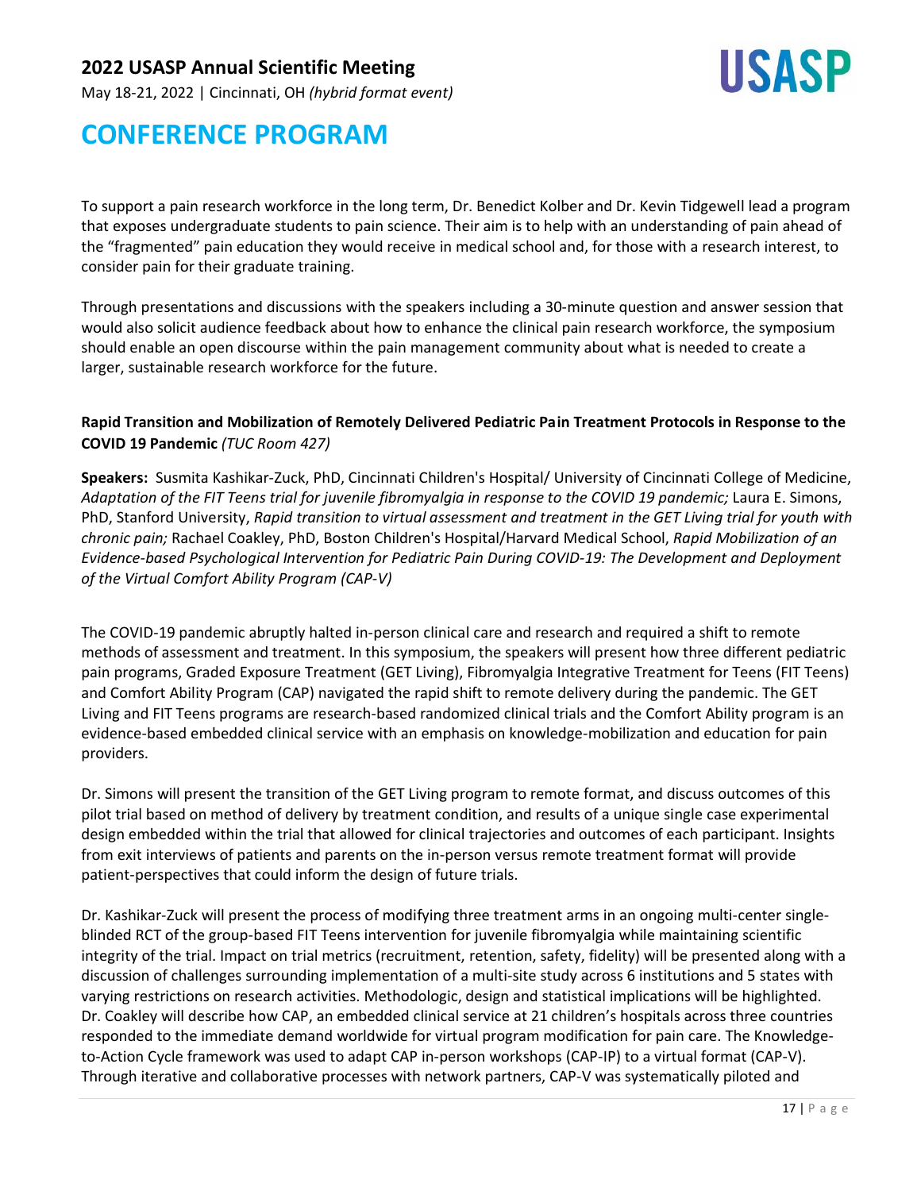To support a pain research workforce in the long term, Dr. Benedict Kolber and Dr. Kevin Tidgewell lead a program that exposes undergraduate students to pain science. Their aim is to help with an understanding of pain ahead of the "fragmented" pain education they would receive in medical school and, for those with a research interest, to consider pain for their graduate training.

Through presentations and discussions with the speakers including a 30-minute question and answer session that would also solicit audience feedback about how to enhance the clinical pain research workforce, the symposium should enable an open discourse within the pain management community about what is needed to create a larger, sustainable research workforce for the future.

**Rapid Transition and Mobilization of Remotely Delivered Pediatric Pain Treatment Protocols in Response to the COVID 19 Pandemic** *(TUC Room 427)*

**Speakers:** Susmita Kashikar-Zuck, PhD, Cincinnati Children's Hospital/ University of Cincinnati College of Medicine, *Adaptation of the FIT Teens trial for juvenile fibromyalgia in response to the COVID 19 pandemic;* Laura E. Simons, PhD, Stanford University, *Rapid transition to virtual assessment and treatment in the GET Living trial for youth with chronic pain;* Rachael Coakley, PhD, Boston Children's Hospital/Harvard Medical School, *Rapid Mobilization of an Evidence-based Psychological Intervention for Pediatric Pain During COVID-19: The Development and Deployment of the Virtual Comfort Ability Program (CAP-V)*

The COVID-19 pandemic abruptly halted in-person clinical care and research and required a shift to remote methods of assessment and treatment. In this symposium, the speakers will present how three different pediatric pain programs, Graded Exposure Treatment (GET Living), Fibromyalgia Integrative Treatment for Teens (FIT Teens) and Comfort Ability Program (CAP) navigated the rapid shift to remote delivery during the pandemic. The GET Living and FIT Teens programs are research-based randomized clinical trials and the Comfort Ability program is an evidence-based embedded clinical service with an emphasis on knowledge-mobilization and education for pain providers.

Dr. Simons will present the transition of the GET Living program to remote format, and discuss outcomes of this pilot trial based on method of delivery by treatment condition, and results of a unique single case experimental design embedded within the trial that allowed for clinical trajectories and outcomes of each participant. Insights from exit interviews of patients and parents on the in-person versus remote treatment format will provide patient-perspectives that could inform the design of future trials.

Dr. Kashikar-Zuck will present the process of modifying three treatment arms in an ongoing multi-center single-blinded RCT of the group-based FIT Teens intervention for juvenile fibromyalgia while maintaining scientific integrity of the trial. Impact on trial metrics (recruitment, retention, safety, fidelity) will be presented along with a discussion of challenges surrounding implementation of a multi-site study across 6 institutions and 5 states with varying restrictions on research activities. Methodologic, design and statistical implications will be highlighted. Dr. Coakley will describe how CAP, an embedded clinical service at 21 children's hospitals across three countries responded to the immediate demand worldwide for virtual program modification for pain care. The Knowledge-to-Action Cycle framework was used to adapt CAP in-person workshops (CAP-IP) to a virtual format (CAP-V). Through iterative and collaborative processes with network partners, CAP-V was systematically piloted and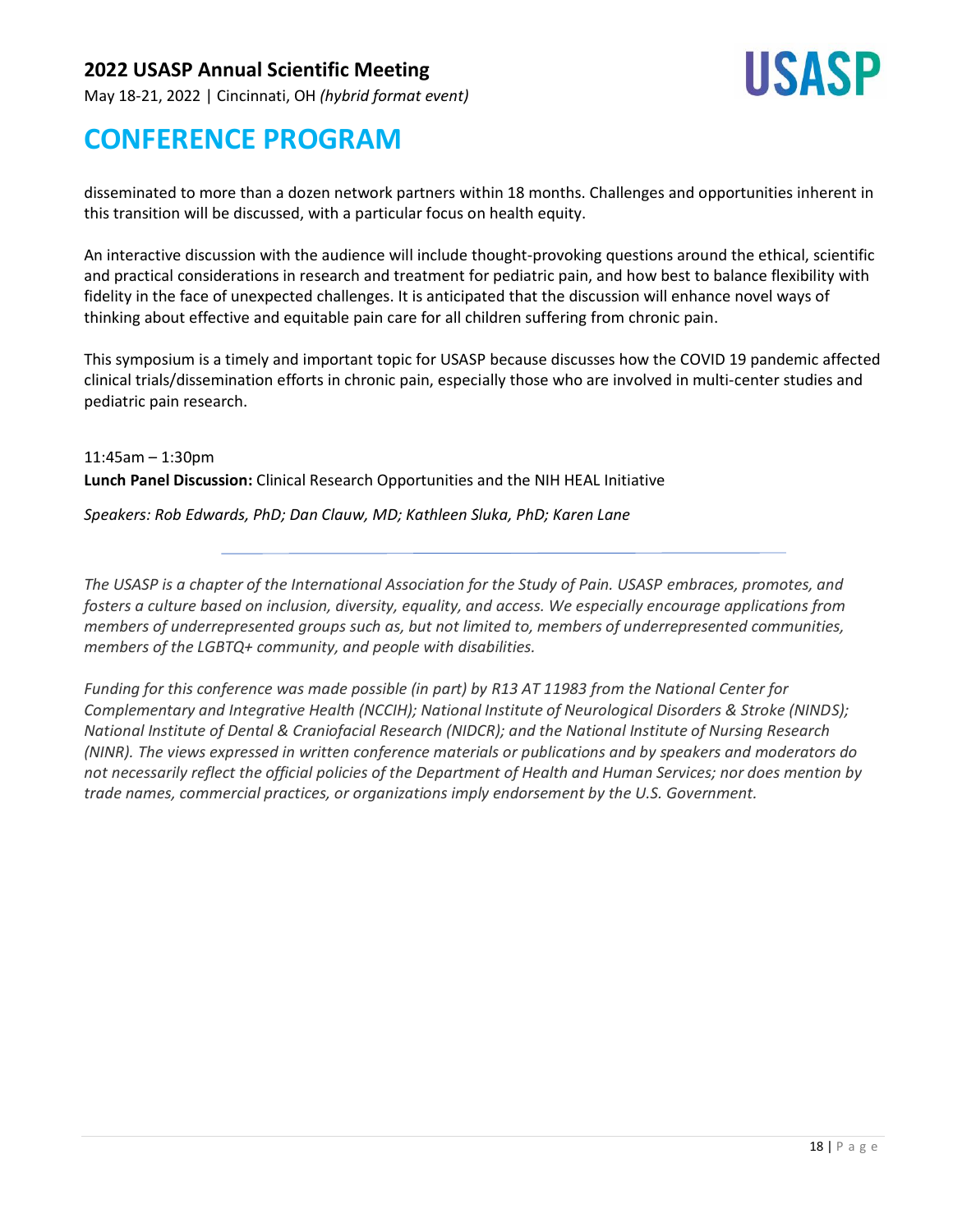disseminated to more than a dozen network partners within 18 months. Challenges and opportunities inherent in this transition will be discussed, with a particular focus on health equity.

An interactive discussion with the audience will include thought-provoking questions around the ethical, scientific and practical considerations in research and treatment for pediatric pain, and how best to balance flexibility with fidelity in the face of unexpected challenges. It is anticipated that the discussion will enhance novel ways of thinking about effective and equitable pain care for all children suffering from chronic pain.

This symposium is a timely and important topic for USASP because discusses how the COVID 19 pandemic affected clinical trials/dissemination efforts in chronic pain, especially those who are involved in multi-center studies and pediatric pain research.

11:45am – 1:30pm

**Lunch Panel Discussion:** Clinical Research Opportunities and the NIH HEAL Initiative

*Speakers: Rob Edwards, PhD; Dan Clauw, MD; Kathleen Sluka, PhD; Karen Lane*

---

*The USASP is a chapter of the International Association for the Study of Pain. USASP embraces, promotes, and fosters a culture based on inclusion, diversity, equality, and access. We especially encourage applications from members of underrepresented groups such as, but not limited to, members of underrepresented communities, members of the LGBTQ+ community, and people with disabilities.*

*Funding for this conference was made possible (in part) by R13 AT 11983 from the National Center for Complementary and Integrative Health (NCCIH); National Institute of Neurological Disorders & Stroke (NINDS); National Institute of Dental & Craniofacial Research (NIDCR); and the National Institute of Nursing Research (NINR). The views expressed in written conference materials or publications and by speakers and moderators do not necessarily reflect the official policies of the Department of Health and Human Services; nor does mention by trade names, commercial practices, or organizations imply endorsement by the U.S. Government.*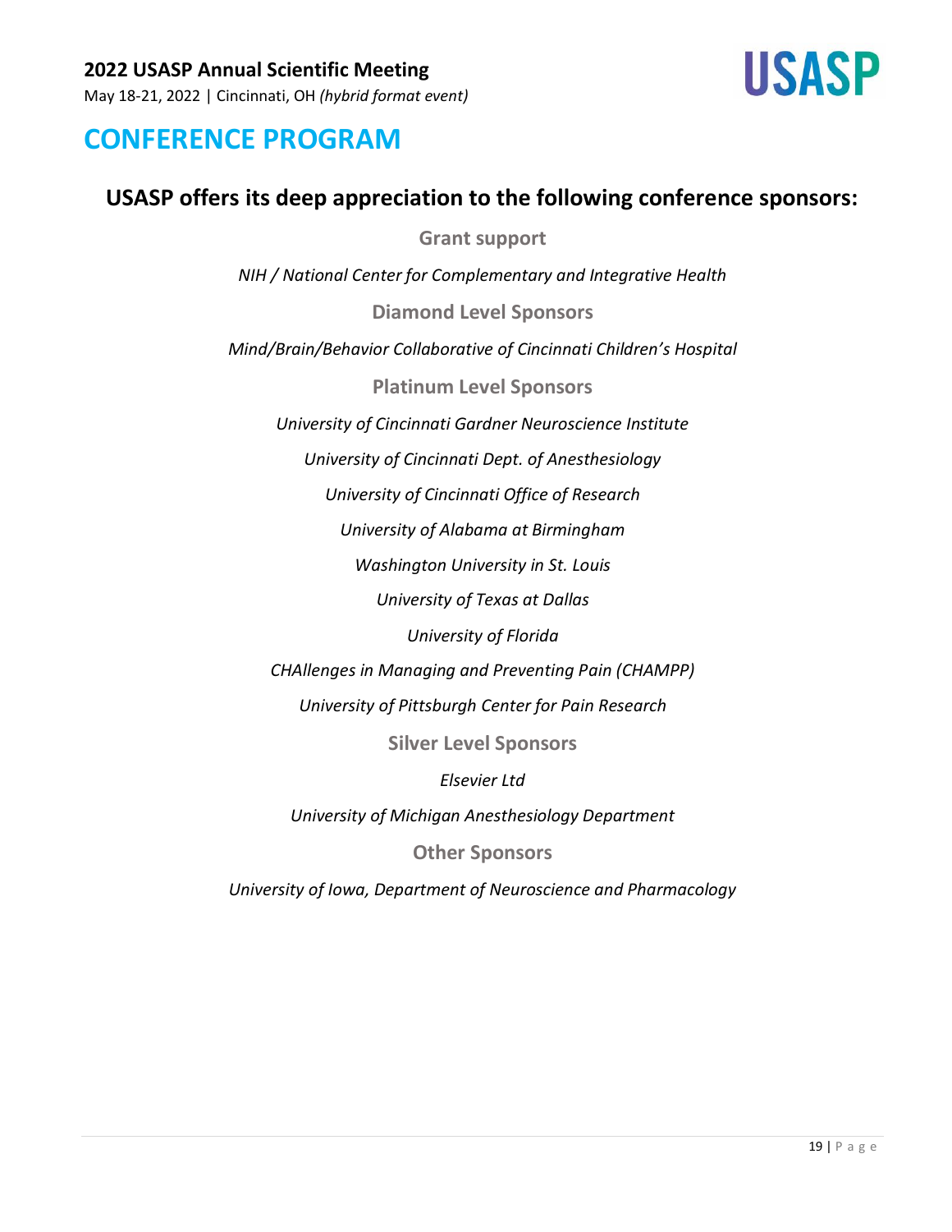# CONFERENCE PROGRAM

## USASP offers its deep appreciation to the following conference sponsors:

### Grant support

*NIH / National Center for Complementary and Integrative Health*

### Diamond Level Sponsors

*Mind/Brain/Behavior Collaborative of Cincinnati Children's Hospital*

### Platinum Level Sponsors

*University of Cincinnati Gardner Neuroscience Institute*

*University of Cincinnati Dept. of Anesthesiology*

*University of Cincinnati Office of Research*

*University of Alabama at Birmingham*

*Washington University in St. Louis*

*University of Texas at Dallas*

*University of Florida*

*CHAllenges in Managing and Preventing Pain (CHAMPP)*

*University of Pittsburgh Center for Pain Research*

### Silver Level Sponsors

*Elsevier Ltd*

*University of Michigan Anesthesiology Department*

### Other Sponsors

*University of Iowa, Department of Neuroscience and Pharmacology*